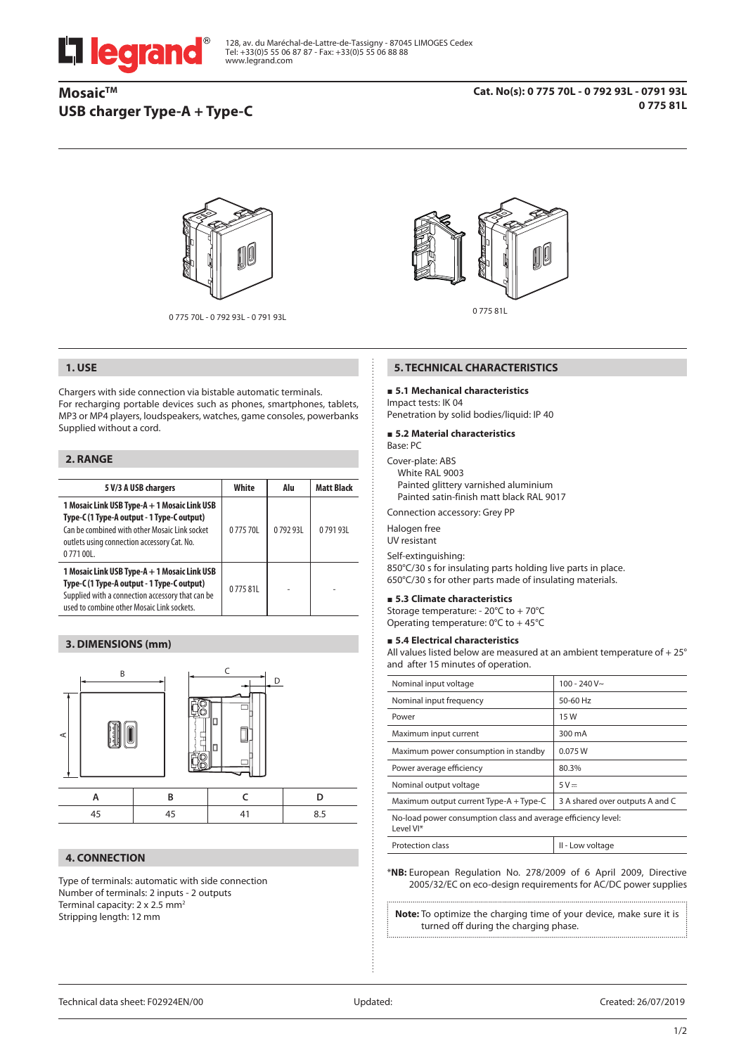# Mosaic™ USB charger Type-A + Type-C

**Cat. No(s): 0 775 70L - 0 792 93L - 0791 93L 0 775 81L**

0 775 70L - 0 792 93L - 0 791 93L

0 775 81L

## 1. USE

Chargers with side connection via bistable automatic terminals.
For recharging portable devices such as phones, smartphones, tablets, MP3 or MP4 players, loudspeakers, watches, game consoles, powerbanks
Supplied without a cord.

## 2. RANGE

| 5 V/3 A USB chargers | White | Alu | Matt Black |
|---|---|---|---|
| **1 Mosaic Link USB Type-A + 1 Mosaic Link USB Type-C (1 Type-A output - 1 Type-C output)** Can be combined with other Mosaic Link socket outlets using connection accessory Cat. No. 0 771 00L. | 0 775 70L | 0 792 93L | 0 791 93L |
| **1 Mosaic Link USB Type-A + 1 Mosaic Link USB Type-C (1 Type-A output - 1 Type-C output)** Supplied with a connection accessory that can be used to combine other Mosaic Link sockets. | 0 775 81L | - | - |

## 3. DIMENSIONS (mm)

| A | B | C | D |
|---|---|---|---|
| 45 | 45 | 41 | 8.5 |

## 4. CONNECTION

Type of terminals: automatic with side connection
Number of terminals: 2 inputs - 2 outputs
Terminal capacity: 2 x 2.5 mm²
Stripping length: 12 mm

## 5. TECHNICAL CHARACTERISTICS

### 5.1 Mechanical characteristics

Impact tests: IK 04
Penetration by solid bodies/liquid: IP 40

### 5.2 Material characteristics

Base: PC

Cover-plate: ABS
- White RAL 9003
- Painted glittery varnished aluminium
- Painted satin-finish matt black RAL 9017

Connection accessory: Grey PP

Halogen free
UV resistant

Self-extinguishing:
850°C/30 s for insulating parts holding live parts in place.
650°C/30 s for other parts made of insulating materials.

### 5.3 Climate characteristics

Storage temperature: - 20°C to + 70°C
Operating temperature: 0°C to + 45°C

### 5.4 Electrical characteristics

All values listed below are measured at an ambient temperature of + 25° and after 15 minutes of operation.

| Parameter | Value |
|---|---|
| Nominal input voltage | 100 - 240 V~ |
| Nominal input frequency | 50-60 Hz |
| Power | 15 W |
| Maximum input current | 300 mA |
| Maximum power consumption in standby | 0.075 W |
| Power average efficiency | 80.3% |
| Nominal output voltage | 5 V⎓ |
| Maximum output current Type-A + Type-C | 3 A shared over outputs A and C |
| No-load power consumption class and average efficiency level: Level VI* | |
| Protection class | II - Low voltage |

***NB:** European Regulation No. 278/2009 of 6 April 2009, Directive 2005/32/EC on eco-design requirements for AC/DC power supplies

**Note:** To optimize the charging time of your device, make sure it is turned off during the charging phase.

Technical data sheet: F02924EN/00 Updated: Created: 26/07/2019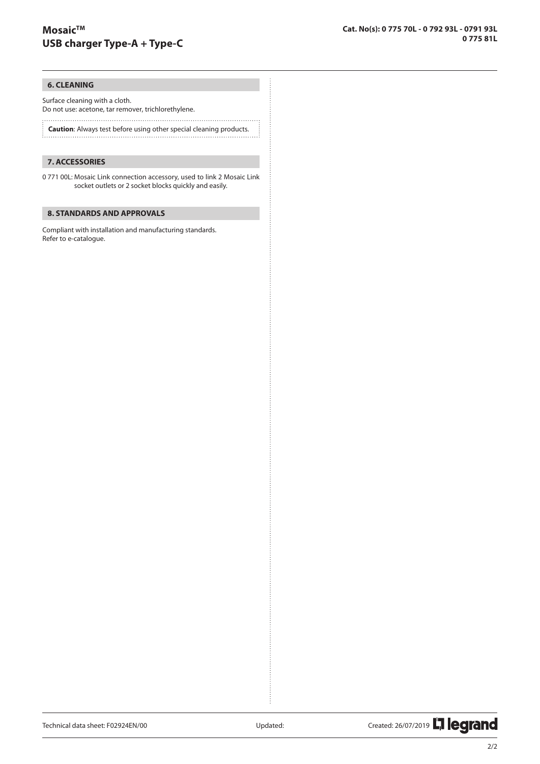## 6. CLEANING

Surface cleaning with a cloth.
Do not use: acetone, tar remover, trichlorethylene.

**Caution**: Always test before using other special cleaning products.

## 7. ACCESSORIES

0 771 00L: Mosaic Link connection accessory, used to link 2 Mosaic Link socket outlets or 2 socket blocks quickly and easily.

## 8. STANDARDS AND APPROVALS

Compliant with installation and manufacturing standards.
Refer to e-catalogue.